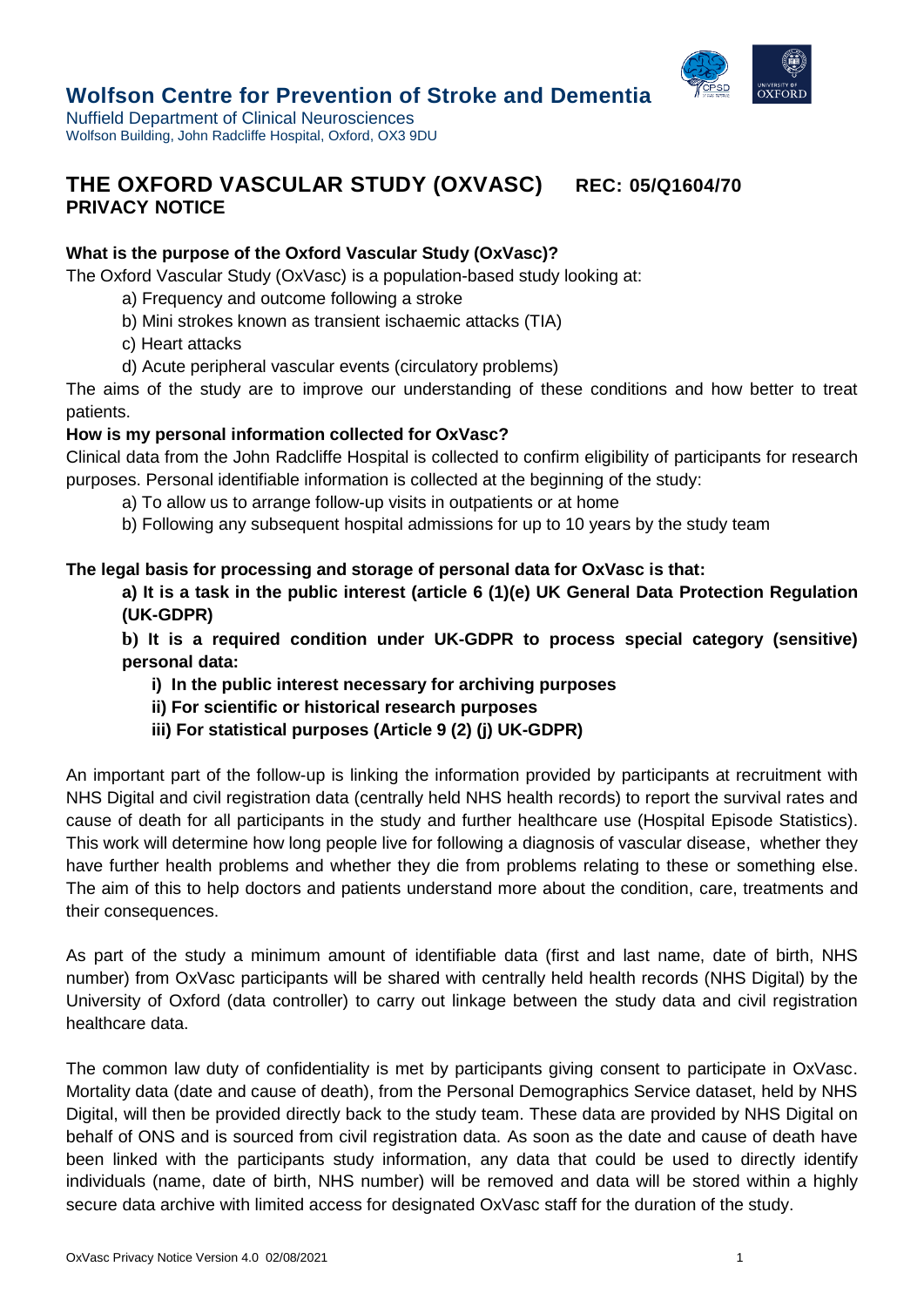# Wolfson Centre for Prevention of Stroke and Dementia

Nuffield Department of Clinical Neurosciences
Wolfson Building, John Radcliffe Hospital, Oxford, OX3 9DU

## THE OXFORD VASCULAR STUDY (OXVASC) REC: 05/Q1604/70
## PRIVACY NOTICE

**What is the purpose of the Oxford Vascular Study (OxVasc)?**

The Oxford Vascular Study (OxVasc) is a population-based study looking at:

a) Frequency and outcome following a stroke
b) Mini strokes known as transient ischaemic attacks (TIA)
c) Heart attacks
d) Acute peripheral vascular events (circulatory problems)

The aims of the study are to improve our understanding of these conditions and how better to treat patients.

**How is my personal information collected for OxVasc?**

Clinical data from the John Radcliffe Hospital is collected to confirm eligibility of participants for research purposes. Personal identifiable information is collected at the beginning of the study:

a) To allow us to arrange follow-up visits in outpatients or at home
b) Following any subsequent hospital admissions for up to 10 years by the study team

**The legal basis for processing and storage of personal data for OxVasc is that:**

**a) It is a task in the public interest (article 6 (1)(e) UK General Data Protection Regulation (UK-GDPR)**

**b) It is a required condition under UK-GDPR to process special category (sensitive) personal data:**

**i) In the public interest necessary for archiving purposes**
**ii) For scientific or historical research purposes**
**iii) For statistical purposes (Article 9 (2) (j) UK-GDPR)**

An important part of the follow-up is linking the information provided by participants at recruitment with NHS Digital and civil registration data (centrally held NHS health records) to report the survival rates and cause of death for all participants in the study and further healthcare use (Hospital Episode Statistics). This work will determine how long people live for following a diagnosis of vascular disease, whether they have further health problems and whether they die from problems relating to these or something else. The aim of this to help doctors and patients understand more about the condition, care, treatments and their consequences.

As part of the study a minimum amount of identifiable data (first and last name, date of birth, NHS number) from OxVasc participants will be shared with centrally held health records (NHS Digital) by the University of Oxford (data controller) to carry out linkage between the study data and civil registration healthcare data.

The common law duty of confidentiality is met by participants giving consent to participate in OxVasc. Mortality data (date and cause of death), from the Personal Demographics Service dataset, held by NHS Digital, will then be provided directly back to the study team. These data are provided by NHS Digital on behalf of ONS and is sourced from civil registration data. As soon as the date and cause of death have been linked with the participants study information, any data that could be used to directly identify individuals (name, date of birth, NHS number) will be removed and data will be stored within a highly secure data archive with limited access for designated OxVasc staff for the duration of the study.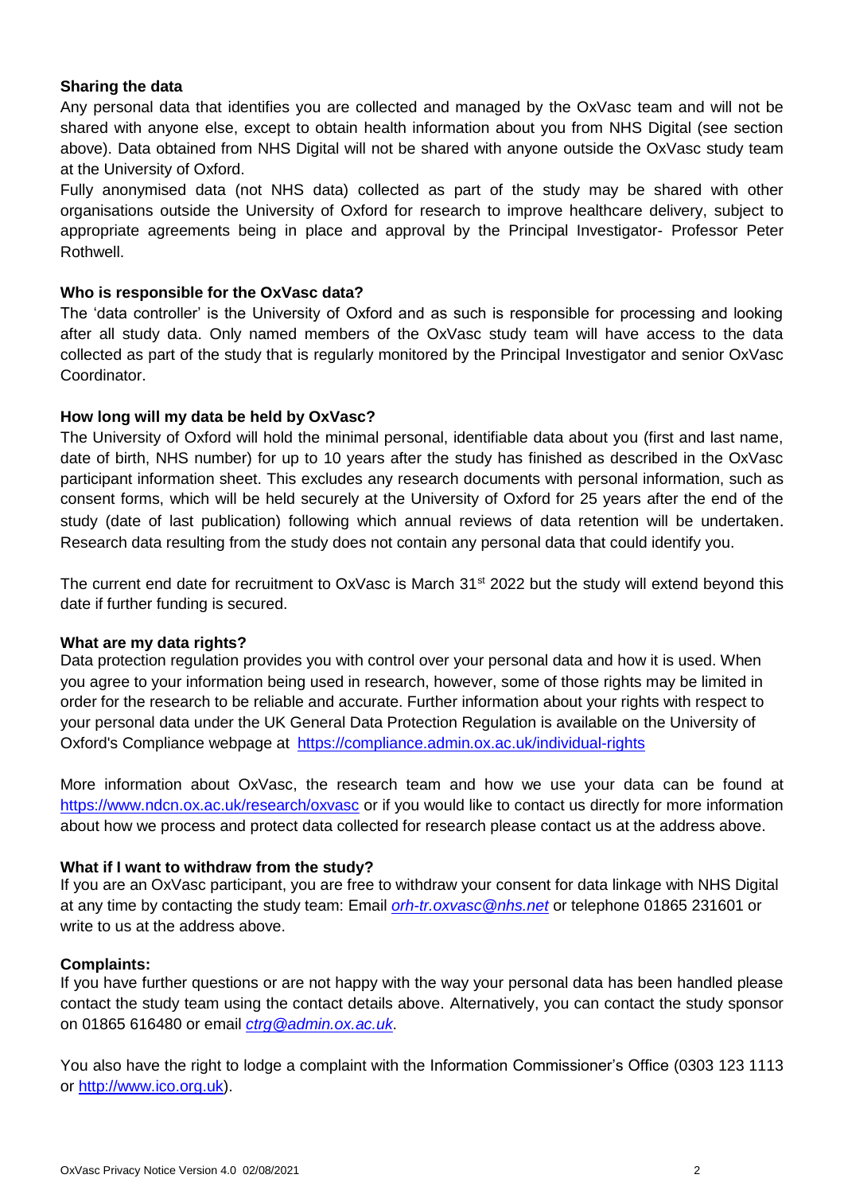**Sharing the data**

Any personal data that identifies you are collected and managed by the OxVasc team and will not be shared with anyone else, except to obtain health information about you from NHS Digital (see section above). Data obtained from NHS Digital will not be shared with anyone outside the OxVasc study team at the University of Oxford.

Fully anonymised data (not NHS data) collected as part of the study may be shared with other organisations outside the University of Oxford for research to improve healthcare delivery, subject to appropriate agreements being in place and approval by the Principal Investigator- Professor Peter Rothwell.

**Who is responsible for the OxVasc data?**

The 'data controller' is the University of Oxford and as such is responsible for processing and looking after all study data. Only named members of the OxVasc study team will have access to the data collected as part of the study that is regularly monitored by the Principal Investigator and senior OxVasc Coordinator.

**How long will my data be held by OxVasc?**

The University of Oxford will hold the minimal personal, identifiable data about you (first and last name, date of birth, NHS number) for up to 10 years after the study has finished as described in the OxVasc participant information sheet. This excludes any research documents with personal information, such as consent forms, which will be held securely at the University of Oxford for 25 years after the end of the study (date of last publication) following which annual reviews of data retention will be undertaken. Research data resulting from the study does not contain any personal data that could identify you.

The current end date for recruitment to OxVasc is March 31st 2022 but the study will extend beyond this date if further funding is secured.

**What are my data rights?**

Data protection regulation provides you with control over your personal data and how it is used. When you agree to your information being used in research, however, some of those rights may be limited in order for the research to be reliable and accurate. Further information about your rights with respect to your personal data under the UK General Data Protection Regulation is available on the University of Oxford's Compliance webpage at https://compliance.admin.ox.ac.uk/individual-rights

More information about OxVasc, the research team and how we use your data can be found at https://www.ndcn.ox.ac.uk/research/oxvasc or if you would like to contact us directly for more information about how we process and protect data collected for research please contact us at the address above.

**What if I want to withdraw from the study?**

If you are an OxVasc participant, you are free to withdraw your consent for data linkage with NHS Digital at any time by contacting the study team: Email *orh-tr.oxvasc@nhs.net* or telephone 01865 231601 or write to us at the address above.

**Complaints:**

If you have further questions or are not happy with the way your personal data has been handled please contact the study team using the contact details above. Alternatively, you can contact the study sponsor on 01865 616480 or email *ctrg@admin.ox.ac.uk*.

You also have the right to lodge a complaint with the Information Commissioner's Office (0303 123 1113 or http://www.ico.org.uk).